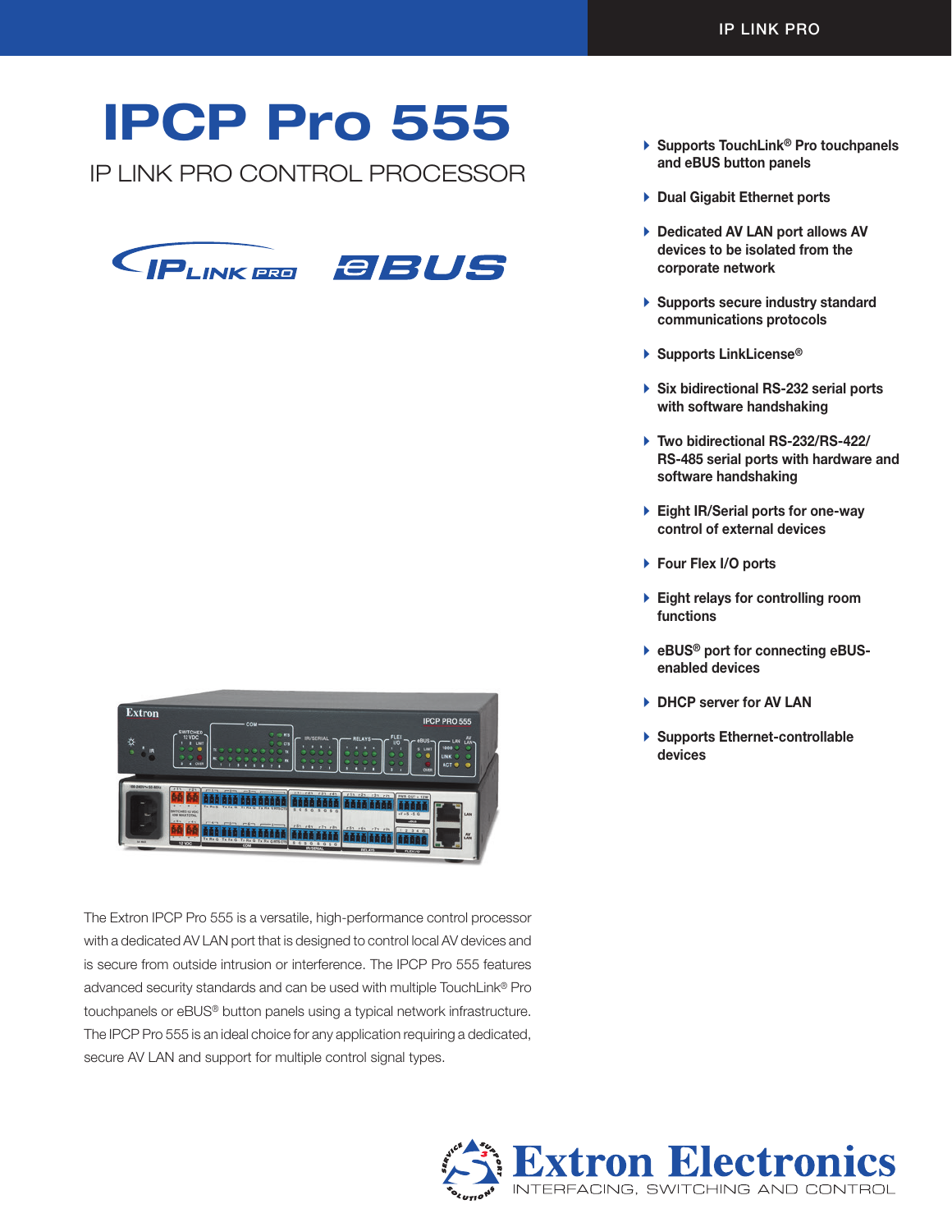# IPCP Pro 555

## IP LINK PRO CONTROL PROCESSOR

- Supports TouchLink® Pro touchpanels and eBUS button panels
- Dual Gigabit Ethernet ports
- Dedicated AV LAN port allows AV devices to be isolated from the corporate network
- Supports secure industry standard communications protocols
- Supports LinkLicense®
- Six bidirectional RS-232 serial ports with software handshaking
- Two bidirectional RS-232/RS-422/RS-485 serial ports with hardware and software handshaking
- Eight IR/Serial ports for one-way control of external devices
- Four Flex I/O ports
- Eight relays for controlling room functions
- eBUS® port for connecting eBUS-enabled devices
- DHCP server for AV LAN
- Supports Ethernet-controllable devices

The Extron IPCP Pro 555 is a versatile, high-performance control processor with a dedicated AV LAN port that is designed to control local AV devices and is secure from outside intrusion or interference. The IPCP Pro 555 features advanced security standards and can be used with multiple TouchLink® Pro touchpanels or eBUS® button panels using a typical network infrastructure. The IPCP Pro 555 is an ideal choice for any application requiring a dedicated, secure AV LAN and support for multiple control signal types.

Extron Electronics
INTERFACING, SWITCHING AND CONTROL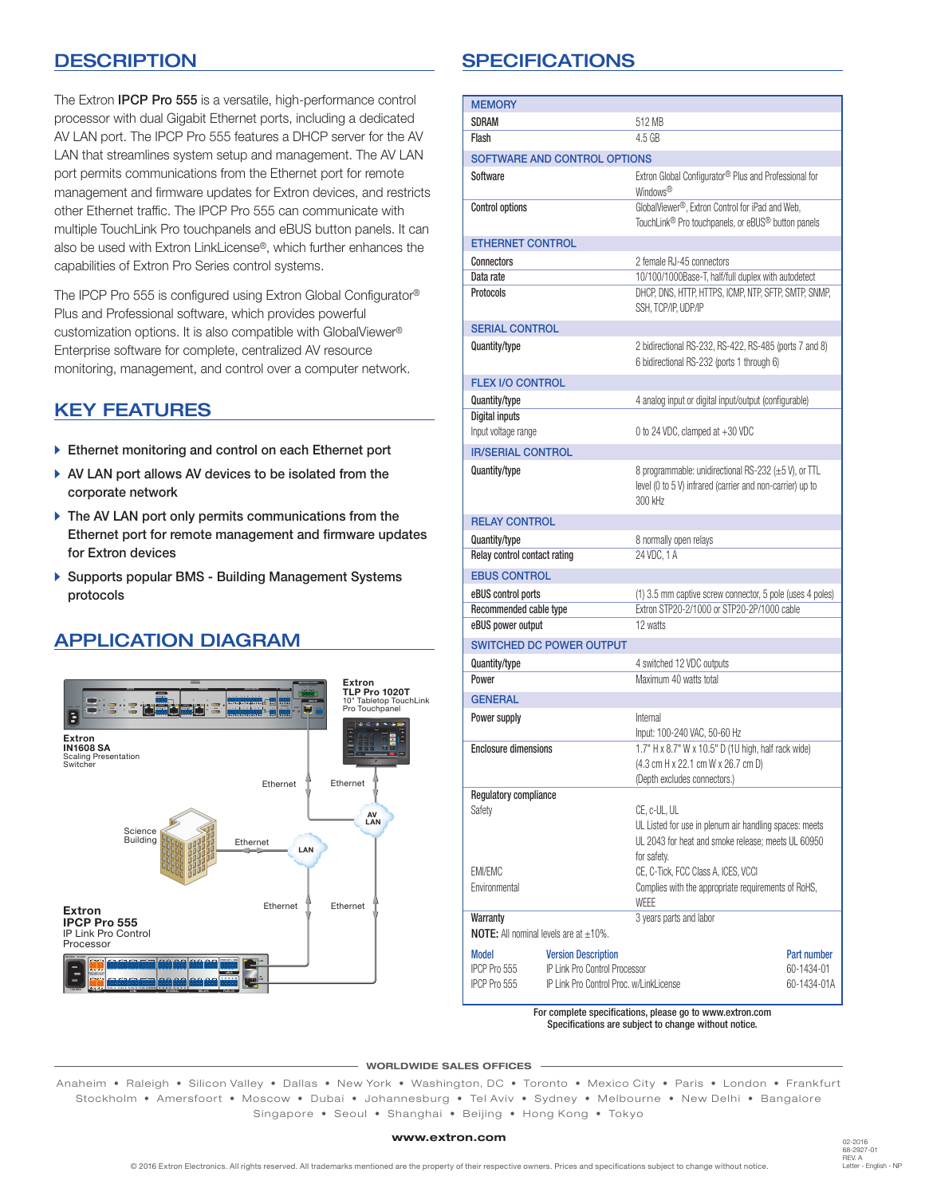## DESCRIPTION

The Extron **IPCP Pro 555** is a versatile, high-performance control processor with dual Gigabit Ethernet ports, including a dedicated AV LAN port. The IPCP Pro 555 features a DHCP server for the AV LAN that streamlines system setup and management. The AV LAN port permits communications from the Ethernet port for remote management and firmware updates for Extron devices, and restricts other Ethernet traffic. The IPCP Pro 555 can communicate with multiple TouchLink Pro touchpanels and eBUS button panels. It can also be used with Extron LinkLicense®, which further enhances the capabilities of Extron Pro Series control systems.

The IPCP Pro 555 is configured using Extron Global Configurator® Plus and Professional software, which provides powerful customization options. It is also compatible with GlobalViewer® Enterprise software for complete, centralized AV resource monitoring, management, and control over a computer network.

## KEY FEATURES

- Ethernet monitoring and control on each Ethernet port
- AV LAN port allows AV devices to be isolated from the corporate network
- The AV LAN port only permits communications from the Ethernet port for remote management and firmware updates for Extron devices
- Supports popular BMS - Building Management Systems protocols

## APPLICATION DIAGRAM

Extron
IN1608 SA
Scaling Presentation Switcher

Extron
TLP Pro 1020T
10" Tabletop TouchLink Pro Touchpanel

Ethernet
Ethernet
AV LAN
Science Building
Ethernet
LAN
Ethernet
Ethernet

Extron
IPCP Pro 555
IP Link Pro Control Processor

## SPECIFICATIONS

| | |
|---|---|
| **MEMORY** | |
| SDRAM | 512 MB |
| Flash | 4.5 GB |
| **SOFTWARE AND CONTROL OPTIONS** | |
| Software | Extron Global Configurator® Plus and Professional for Windows® |
| Control options | GlobalViewer®, Extron Control for iPad and Web, TouchLink® Pro touchpanels, or eBUS® button panels |
| **ETHERNET CONTROL** | |
| Connectors | 2 female RJ-45 connectors |
| Data rate | 10/100/1000Base-T, half/full duplex with autodetect |
| Protocols | DHCP, DNS, HTTP, HTTPS, ICMP, NTP, SFTP, SMTP, SNMP, SSH, TCP/IP, UDP/IP |
| **SERIAL CONTROL** | |
| Quantity/type | 2 bidirectional RS-232, RS-422, RS-485 (ports 7 and 8)<br>6 bidirectional RS-232 (ports 1 through 6) |
| **FLEX I/O CONTROL** | |
| Quantity/type | 4 analog input or digital input/output (configurable) |
| Digital inputs | |
| Input voltage range | 0 to 24 VDC, clamped at +30 VDC |
| **IR/SERIAL CONTROL** | |
| Quantity/type | 8 programmable: unidirectional RS-232 (±5 V), or TTL level (0 to 5 V) infrared (carrier and non-carrier) up to 300 kHz |
| **RELAY CONTROL** | |
| Quantity/type | 8 normally open relays |
| Relay control contact rating | 24 VDC, 1 A |
| **EBUS CONTROL** | |
| eBUS control ports | (1) 3.5 mm captive screw connector, 5 pole (uses 4 poles) |
| Recommended cable type | Extron STP20-2/1000 or STP20-2P/1000 cable |
| eBUS power output | 12 watts |
| **SWITCHED DC POWER OUTPUT** | |
| Quantity/type | 4 switched 12 VDC outputs |
| Power | Maximum 40 watts total |
| **GENERAL** | |
| Power supply | Internal<br>Input: 100-240 VAC, 50-60 Hz |
| Enclosure dimensions | 1.7" H x 8.7" W x 10.5" D (1U high, half rack wide)<br>(4.3 cm H x 22.1 cm W x 26.7 cm D)<br>(Depth excludes connectors.) |
| Regulatory compliance | |
| Safety | CE, c-UL, UL<br>UL Listed for use in plenum air handling spaces: meets UL 2043 for heat and smoke release; meets UL 60950 for safety. |
| EMI/EMC | CE, C-Tick, FCC Class A, ICES, VCCI |
| Environmental | Complies with the appropriate requirements of RoHS, WEEE |
| Warranty | 3 years parts and labor |

**NOTE:** All nominal levels are at ±10%.

| Model | Version Description | Part number |
|---|---|---|
| IPCP Pro 555 | IP Link Pro Control Processor | 60-1434-01 |
| IPCP Pro 555 | IP Link Pro Control Proc. w/LinkLicense | 60-1434-01A |

For complete specifications, please go to www.extron.com
Specifications are subject to change without notice.

**WORLDWIDE SALES OFFICES**

Anaheim • Raleigh • Silicon Valley • Dallas • New York • Washington, DC • Toronto • Mexico City • Paris • London • Frankfurt • Stockholm • Amersfoort • Moscow • Dubai • Johannesburg • Tel Aviv • Sydney • Melbourne • New Delhi • Bangalore • Singapore • Seoul • Shanghai • Beijing • Hong Kong • Tokyo

**www.extron.com**

© 2016 Extron Electronics. All rights reserved. All trademarks mentioned are the property of their respective owners. Prices and specifications subject to change without notice.

02-2016
68-2927-01
REV. A
Letter - English - NP